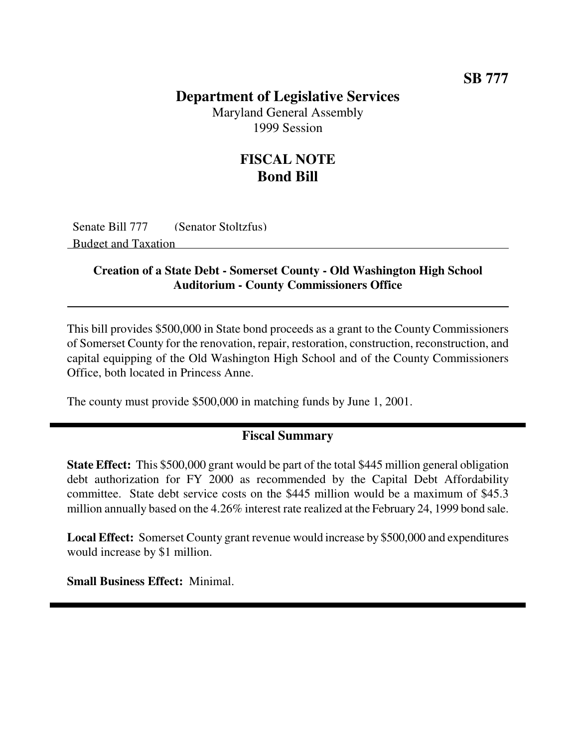SB 777

# Department of Legislative Services

Maryland General Assembly
1999 Session

## FISCAL NOTE
## Bond Bill

Senate Bill 777 (Senator Stoltzfus)
Budget and Taxation

### Creation of a State Debt - Somerset County - Old Washington High School Auditorium - County Commissioners Office

This bill provides $500,000 in State bond proceeds as a grant to the County Commissioners of Somerset County for the renovation, repair, restoration, construction, reconstruction, and capital equipping of the Old Washington High School and of the County Commissioners Office, both located in Princess Anne.

The county must provide $500,000 in matching funds by June 1, 2001.

### Fiscal Summary

**State Effect:** This $500,000 grant would be part of the total $445 million general obligation debt authorization for FY 2000 as recommended by the Capital Debt Affordability committee. State debt service costs on the $445 million would be a maximum of $45.3 million annually based on the 4.26% interest rate realized at the February 24, 1999 bond sale.

**Local Effect:** Somerset County grant revenue would increase by $500,000 and expenditures would increase by $1 million.

**Small Business Effect:** Minimal.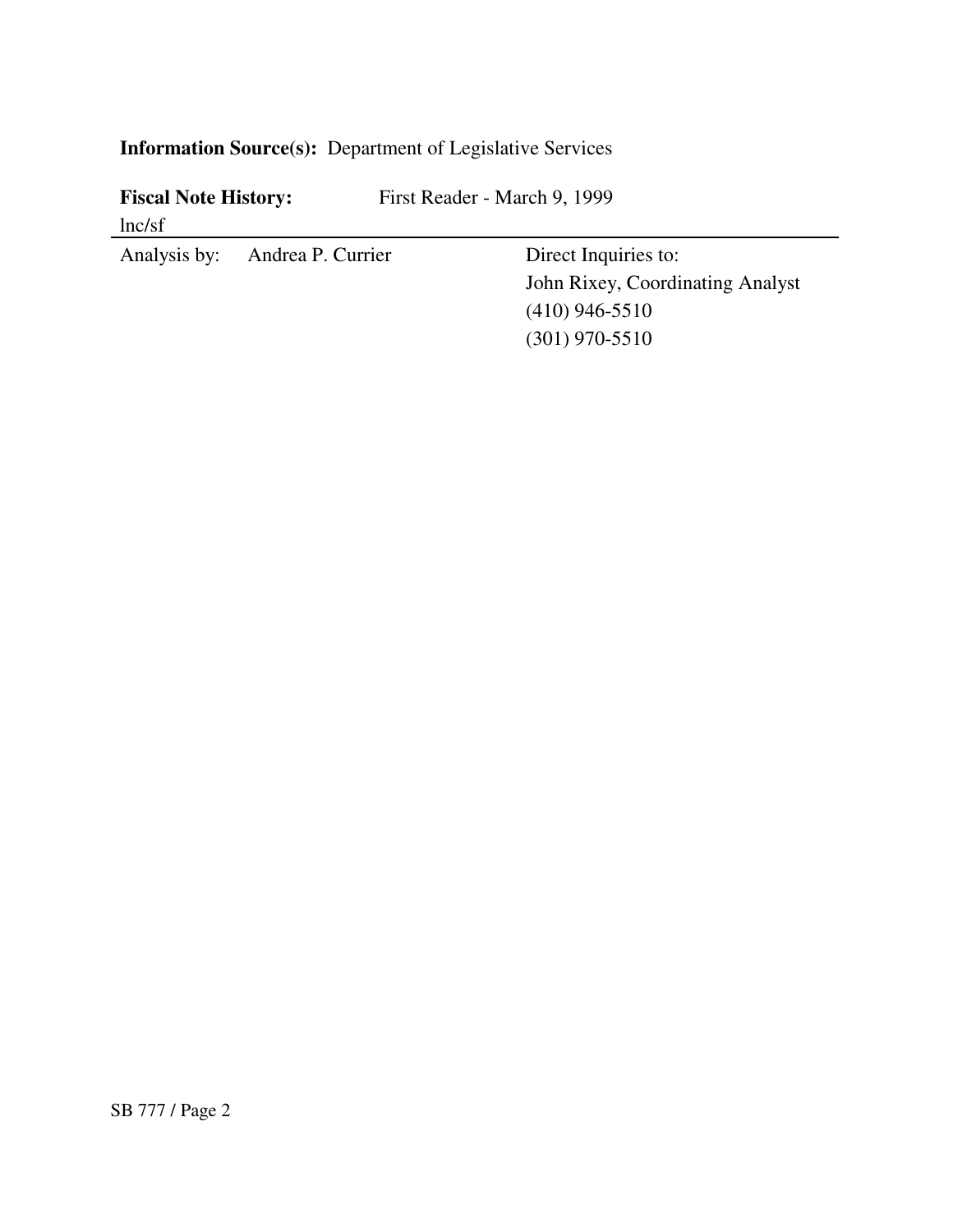**Information Source(s):** Department of Legislative Services

**Fiscal Note History:** First Reader - March 9, 1999

lnc/sf

---

Analysis by: Andrea P. Currier

Direct Inquiries to:
John Rixey, Coordinating Analyst
(410) 946-5510
(301) 970-5510